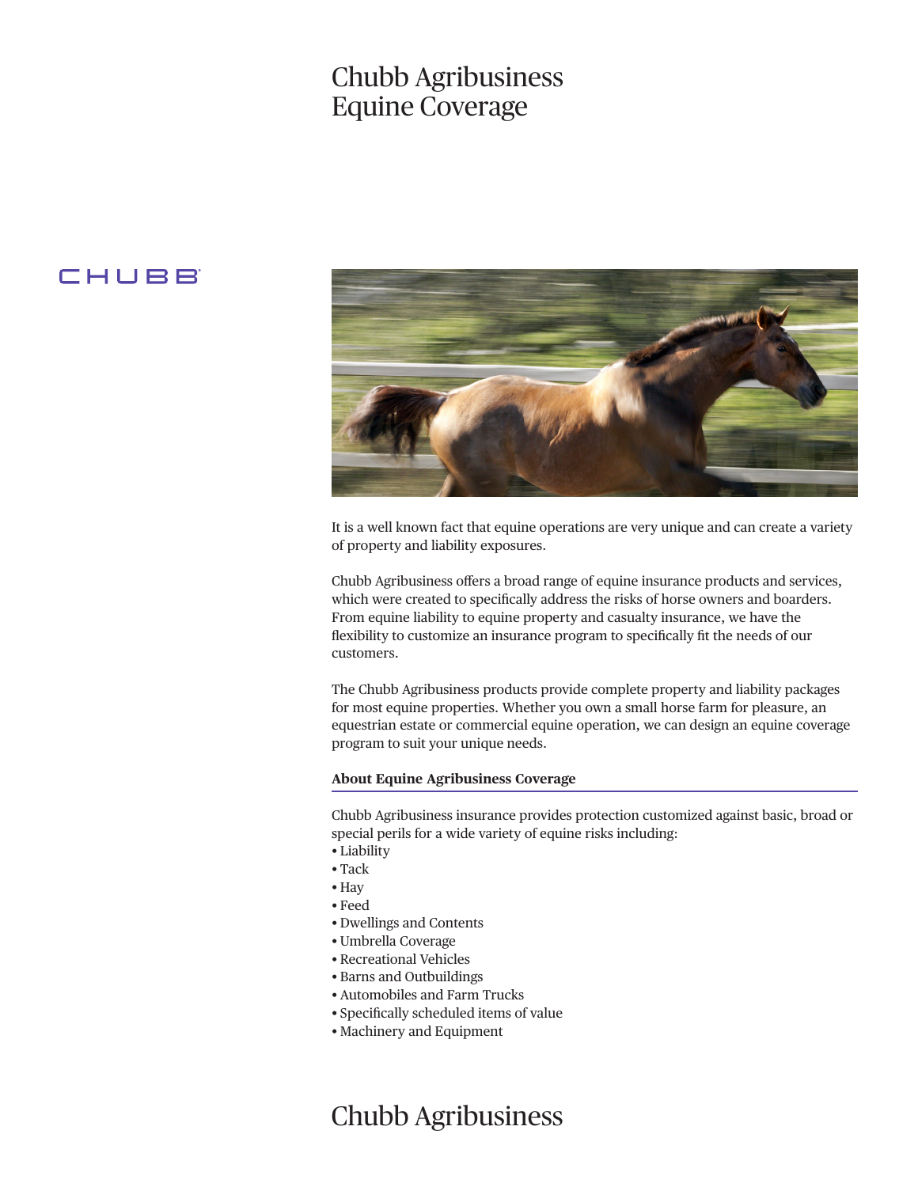# Chubb Agribusiness Equine Coverage

CHUBB

It is a well known fact that equine operations are very unique and can create a variety of property and liability exposures.

Chubb Agribusiness offers a broad range of equine insurance products and services, which were created to specifically address the risks of horse owners and boarders. From equine liability to equine property and casualty insurance, we have the flexibility to customize an insurance program to specifically fit the needs of our customers.

The Chubb Agribusiness products provide complete property and liability packages for most equine properties. Whether you own a small horse farm for pleasure, an equestrian estate or commercial equine operation, we can design an equine coverage program to suit your unique needs.

**About Equine Agribusiness Coverage**

Chubb Agribusiness insurance provides protection customized against basic, broad or special perils for a wide variety of equine risks including:

- Liability
- Tack
- Hay
- Feed
- Dwellings and Contents
- Umbrella Coverage
- Recreational Vehicles
- Barns and Outbuildings
- Automobiles and Farm Trucks
- Specifically scheduled items of value
- Machinery and Equipment

Chubb Agribusiness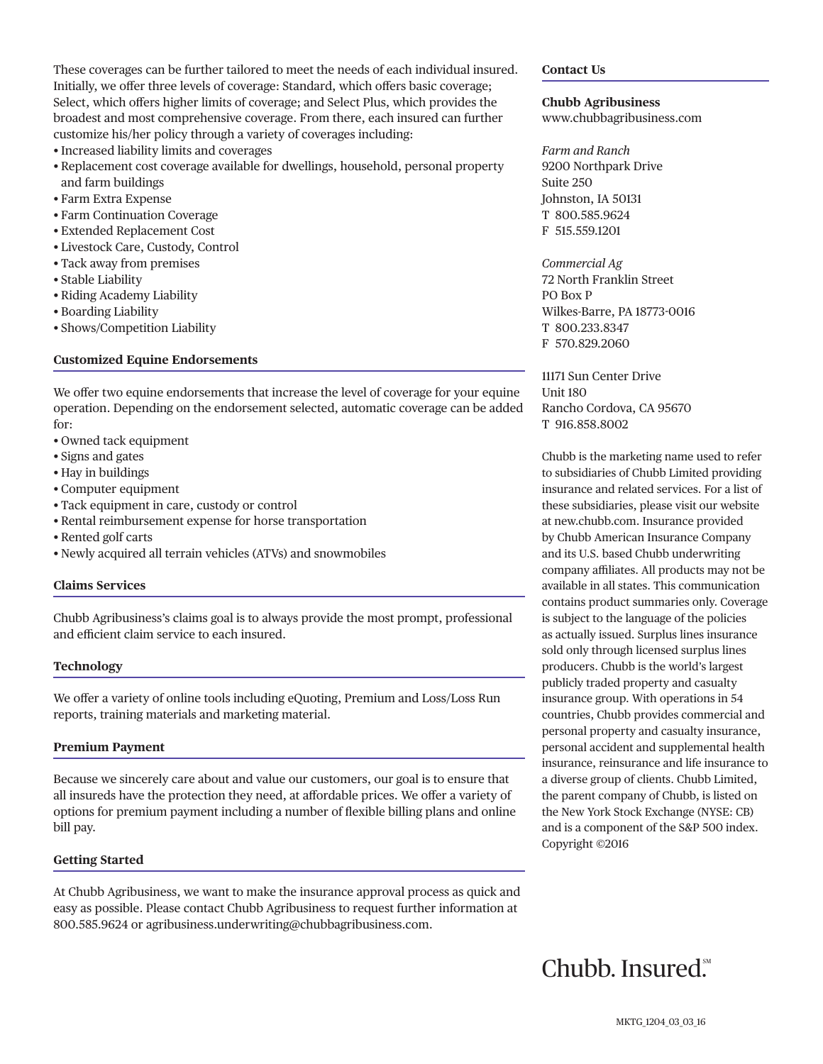These coverages can be further tailored to meet the needs of each individual insured. Initially, we offer three levels of coverage: Standard, which offers basic coverage; Select, which offers higher limits of coverage; and Select Plus, which provides the broadest and most comprehensive coverage. From there, each insured can further customize his/her policy through a variety of coverages including:

- Increased liability limits and coverages
- Replacement cost coverage available for dwellings, household, personal property and farm buildings
- Farm Extra Expense
- Farm Continuation Coverage
- Extended Replacement Cost
- Livestock Care, Custody, Control
- Tack away from premises
- Stable Liability
- Riding Academy Liability
- Boarding Liability
- Shows/Competition Liability

### Customized Equine Endorsements

We offer two equine endorsements that increase the level of coverage for your equine operation. Depending on the endorsement selected, automatic coverage can be added for:

- Owned tack equipment
- Signs and gates
- Hay in buildings
- Computer equipment
- Tack equipment in care, custody or control
- Rental reimbursement expense for horse transportation
- Rented golf carts
- Newly acquired all terrain vehicles (ATVs) and snowmobiles

### Claims Services

Chubb Agribusiness's claims goal is to always provide the most prompt, professional and efficient claim service to each insured.

### Technology

We offer a variety of online tools including eQuoting, Premium and Loss/Loss Run reports, training materials and marketing material.

### Premium Payment

Because we sincerely care about and value our customers, our goal is to ensure that all insureds have the protection they need, at affordable prices. We offer a variety of options for premium payment including a number of flexible billing plans and online bill pay.

### Getting Started

At Chubb Agribusiness, we want to make the insurance approval process as quick and easy as possible. Please contact Chubb Agribusiness to request further information at 800.585.9624 or agribusiness.underwriting@chubbagribusiness.com.

### Contact Us

**Chubb Agribusiness**
www.chubbagribusiness.com

*Farm and Ranch*
9200 Northpark Drive
Suite 250
Johnston, IA 50131
T 800.585.9624
F 515.559.1201

*Commercial Ag*
72 North Franklin Street
PO Box P
Wilkes-Barre, PA 18773-0016
T 800.233.8347
F 570.829.2060

11171 Sun Center Drive
Unit 180
Rancho Cordova, CA 95670
T 916.858.8002

Chubb is the marketing name used to refer to subsidiaries of Chubb Limited providing insurance and related services. For a list of these subsidiaries, please visit our website at new.chubb.com. Insurance provided by Chubb American Insurance Company and its U.S. based Chubb underwriting company affiliates. All products may not be available in all states. This communication contains product summaries only. Coverage is subject to the language of the policies as actually issued. Surplus lines insurance sold only through licensed surplus lines producers. Chubb is the world's largest publicly traded property and casualty insurance group. With operations in 54 countries, Chubb provides commercial and personal property and casualty insurance, personal accident and supplemental health insurance, reinsurance and life insurance to a diverse group of clients. Chubb Limited, the parent company of Chubb, is listed on the New York Stock Exchange (NYSE: CB) and is a component of the S&P 500 index. Copyright ©2016

Chubb. Insured.SM

MKTG_1204_03_03_16